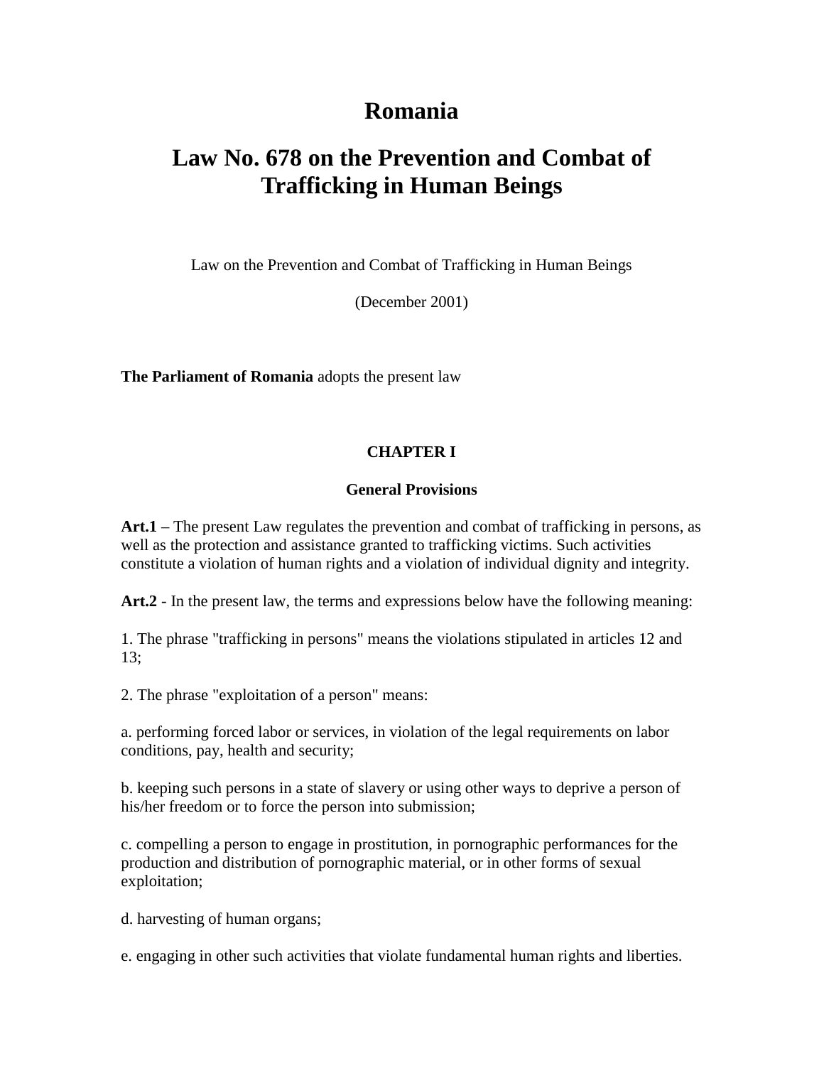# Romania

# Law No. 678 on the Prevention and Combat of Trafficking in Human Beings

Law on the Prevention and Combat of Trafficking in Human Beings

(December 2001)

**The Parliament of Romania** adopts the present law

## CHAPTER I

### General Provisions

**Art.1** – The present Law regulates the prevention and combat of trafficking in persons, as well as the protection and assistance granted to trafficking victims. Such activities constitute a violation of human rights and a violation of individual dignity and integrity.

**Art.2** - In the present law, the terms and expressions below have the following meaning:

1. The phrase "trafficking in persons" means the violations stipulated in articles 12 and 13;

2. The phrase "exploitation of a person" means:

a. performing forced labor or services, in violation of the legal requirements on labor conditions, pay, health and security;

b. keeping such persons in a state of slavery or using other ways to deprive a person of his/her freedom or to force the person into submission;

c. compelling a person to engage in prostitution, in pornographic performances for the production and distribution of pornographic material, or in other forms of sexual exploitation;

d. harvesting of human organs;

e. engaging in other such activities that violate fundamental human rights and liberties.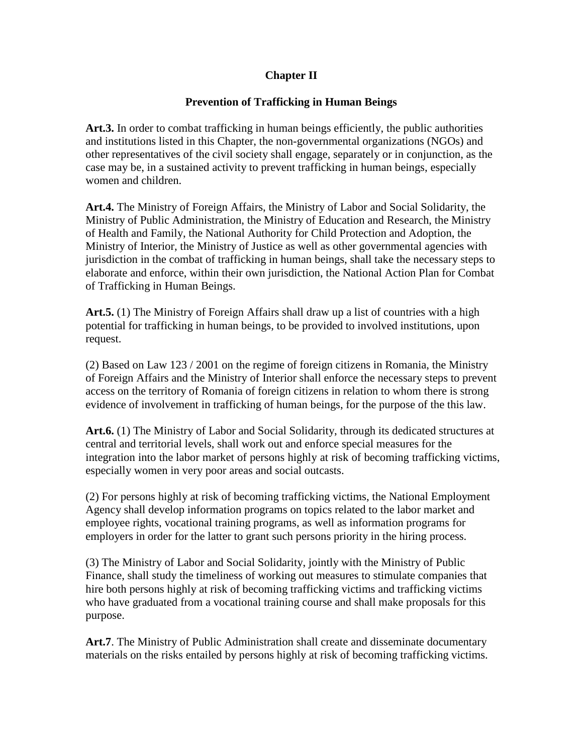## Chapter II

## Prevention of Trafficking in Human Beings

**Art.3.** In order to combat trafficking in human beings efficiently, the public authorities and institutions listed in this Chapter, the non-governmental organizations (NGOs) and other representatives of the civil society shall engage, separately or in conjunction, as the case may be, in a sustained activity to prevent trafficking in human beings, especially women and children.

**Art.4.** The Ministry of Foreign Affairs, the Ministry of Labor and Social Solidarity, the Ministry of Public Administration, the Ministry of Education and Research, the Ministry of Health and Family, the National Authority for Child Protection and Adoption, the Ministry of Interior, the Ministry of Justice as well as other governmental agencies with jurisdiction in the combat of trafficking in human beings, shall take the necessary steps to elaborate and enforce, within their own jurisdiction, the National Action Plan for Combat of Trafficking in Human Beings.

**Art.5.** (1) The Ministry of Foreign Affairs shall draw up a list of countries with a high potential for trafficking in human beings, to be provided to involved institutions, upon request.

(2) Based on Law 123 / 2001 on the regime of foreign citizens in Romania, the Ministry of Foreign Affairs and the Ministry of Interior shall enforce the necessary steps to prevent access on the territory of Romania of foreign citizens in relation to whom there is strong evidence of involvement in trafficking of human beings, for the purpose of the this law.

**Art.6.** (1) The Ministry of Labor and Social Solidarity, through its dedicated structures at central and territorial levels, shall work out and enforce special measures for the integration into the labor market of persons highly at risk of becoming trafficking victims, especially women in very poor areas and social outcasts.

(2) For persons highly at risk of becoming trafficking victims, the National Employment Agency shall develop information programs on topics related to the labor market and employee rights, vocational training programs, as well as information programs for employers in order for the latter to grant such persons priority in the hiring process.

(3) The Ministry of Labor and Social Solidarity, jointly with the Ministry of Public Finance, shall study the timeliness of working out measures to stimulate companies that hire both persons highly at risk of becoming trafficking victims and trafficking victims who have graduated from a vocational training course and shall make proposals for this purpose.

**Art.7**. The Ministry of Public Administration shall create and disseminate documentary materials on the risks entailed by persons highly at risk of becoming trafficking victims.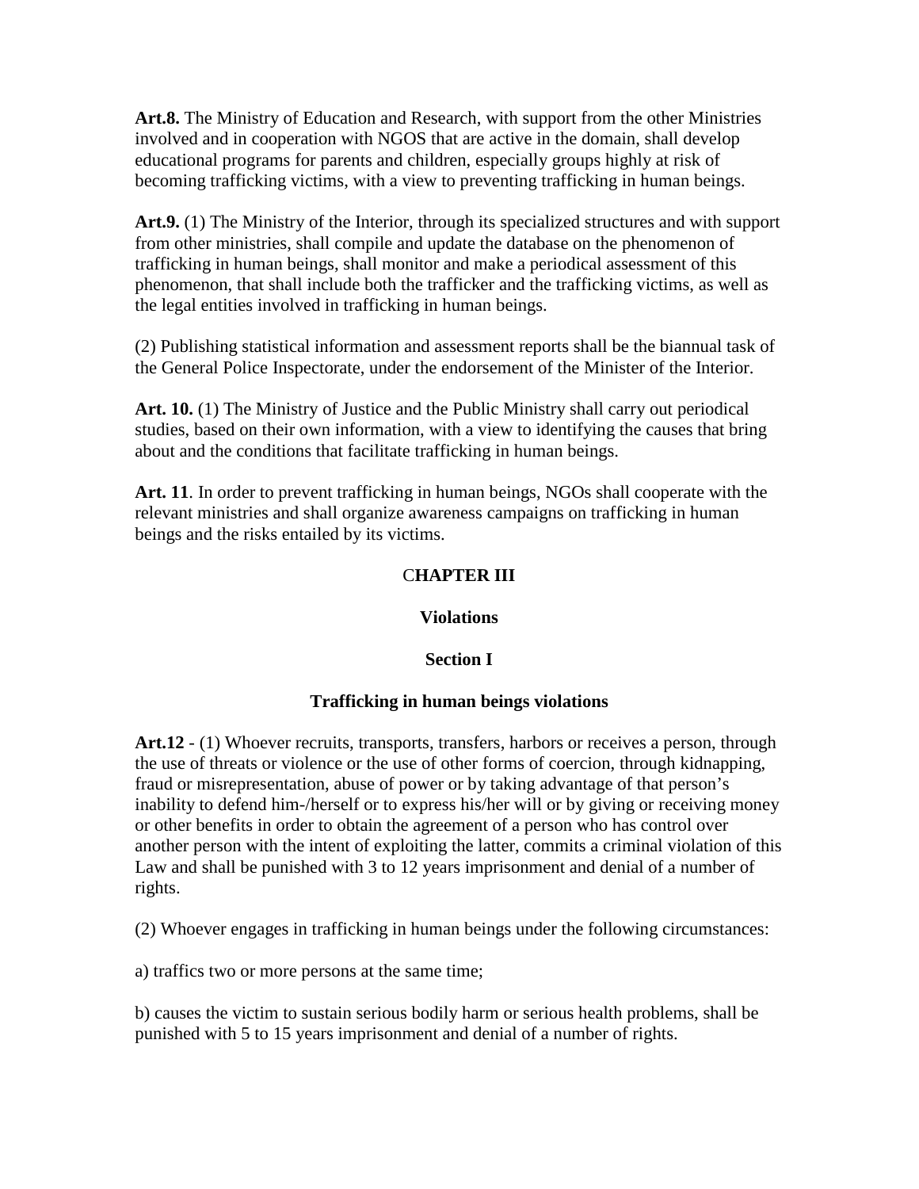**Art.8.** The Ministry of Education and Research, with support from the other Ministries involved and in cooperation with NGOS that are active in the domain, shall develop educational programs for parents and children, especially groups highly at risk of becoming trafficking victims, with a view to preventing trafficking in human beings.

**Art.9.** (1) The Ministry of the Interior, through its specialized structures and with support from other ministries, shall compile and update the database on the phenomenon of trafficking in human beings, shall monitor and make a periodical assessment of this phenomenon, that shall include both the trafficker and the trafficking victims, as well as the legal entities involved in trafficking in human beings.

(2) Publishing statistical information and assessment reports shall be the biannual task of the General Police Inspectorate, under the endorsement of the Minister of the Interior.

**Art. 10.** (1) The Ministry of Justice and the Public Ministry shall carry out periodical studies, based on their own information, with a view to identifying the causes that bring about and the conditions that facilitate trafficking in human beings.

**Art. 11**. In order to prevent trafficking in human beings, NGOs shall cooperate with the relevant ministries and shall organize awareness campaigns on trafficking in human beings and the risks entailed by its victims.

## CHAPTER III

## Violations

### Section I

### Trafficking in human beings violations

**Art.12** - (1) Whoever recruits, transports, transfers, harbors or receives a person, through the use of threats or violence or the use of other forms of coercion, through kidnapping, fraud or misrepresentation, abuse of power or by taking advantage of that person's inability to defend him-/herself or to express his/her will or by giving or receiving money or other benefits in order to obtain the agreement of a person who has control over another person with the intent of exploiting the latter, commits a criminal violation of this Law and shall be punished with 3 to 12 years imprisonment and denial of a number of rights.

(2) Whoever engages in trafficking in human beings under the following circumstances:

a) traffics two or more persons at the same time;

b) causes the victim to sustain serious bodily harm or serious health problems, shall be punished with 5 to 15 years imprisonment and denial of a number of rights.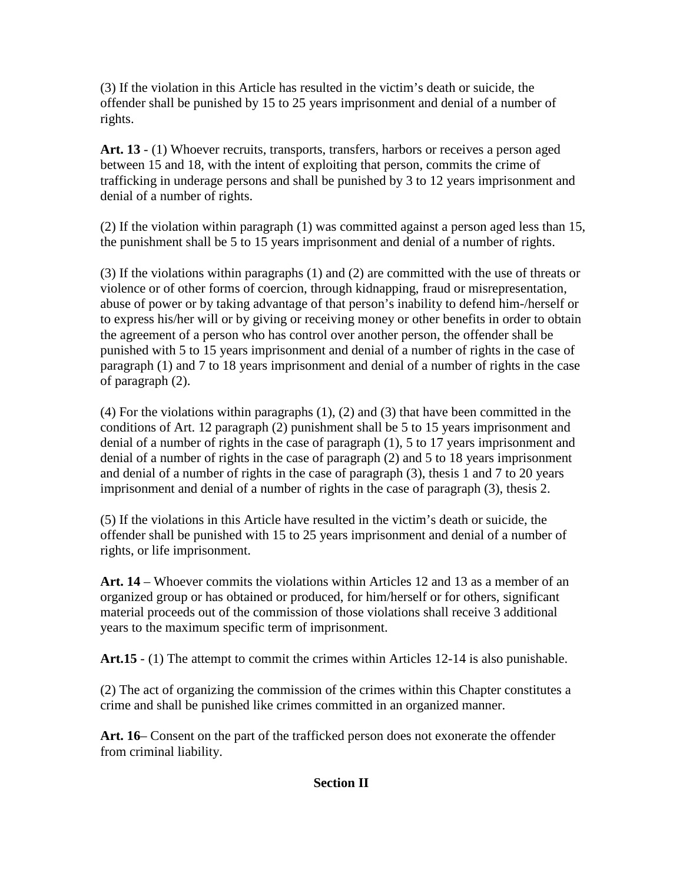(3) If the violation in this Article has resulted in the victim's death or suicide, the offender shall be punished by 15 to 25 years imprisonment and denial of a number of rights.

**Art. 13** - (1) Whoever recruits, transports, transfers, harbors or receives a person aged between 15 and 18, with the intent of exploiting that person, commits the crime of trafficking in underage persons and shall be punished by 3 to 12 years imprisonment and denial of a number of rights.

(2) If the violation within paragraph (1) was committed against a person aged less than 15, the punishment shall be 5 to 15 years imprisonment and denial of a number of rights.

(3) If the violations within paragraphs (1) and (2) are committed with the use of threats or violence or of other forms of coercion, through kidnapping, fraud or misrepresentation, abuse of power or by taking advantage of that person's inability to defend him-/herself or to express his/her will or by giving or receiving money or other benefits in order to obtain the agreement of a person who has control over another person, the offender shall be punished with 5 to 15 years imprisonment and denial of a number of rights in the case of paragraph (1) and 7 to 18 years imprisonment and denial of a number of rights in the case of paragraph (2).

(4) For the violations within paragraphs (1), (2) and (3) that have been committed in the conditions of Art. 12 paragraph (2) punishment shall be 5 to 15 years imprisonment and denial of a number of rights in the case of paragraph (1), 5 to 17 years imprisonment and denial of a number of rights in the case of paragraph (2) and 5 to 18 years imprisonment and denial of a number of rights in the case of paragraph (3), thesis 1 and 7 to 20 years imprisonment and denial of a number of rights in the case of paragraph (3), thesis 2.

(5) If the violations in this Article have resulted in the victim's death or suicide, the offender shall be punished with 15 to 25 years imprisonment and denial of a number of rights, or life imprisonment.

**Art. 14** – Whoever commits the violations within Articles 12 and 13 as a member of an organized group or has obtained or produced, for him/herself or for others, significant material proceeds out of the commission of those violations shall receive 3 additional years to the maximum specific term of imprisonment.

**Art.15** - (1) The attempt to commit the crimes within Articles 12-14 is also punishable.

(2) The act of organizing the commission of the crimes within this Chapter constitutes a crime and shall be punished like crimes committed in an organized manner.

**Art. 16**– Consent on the part of the trafficked person does not exonerate the offender from criminal liability.

**Section II**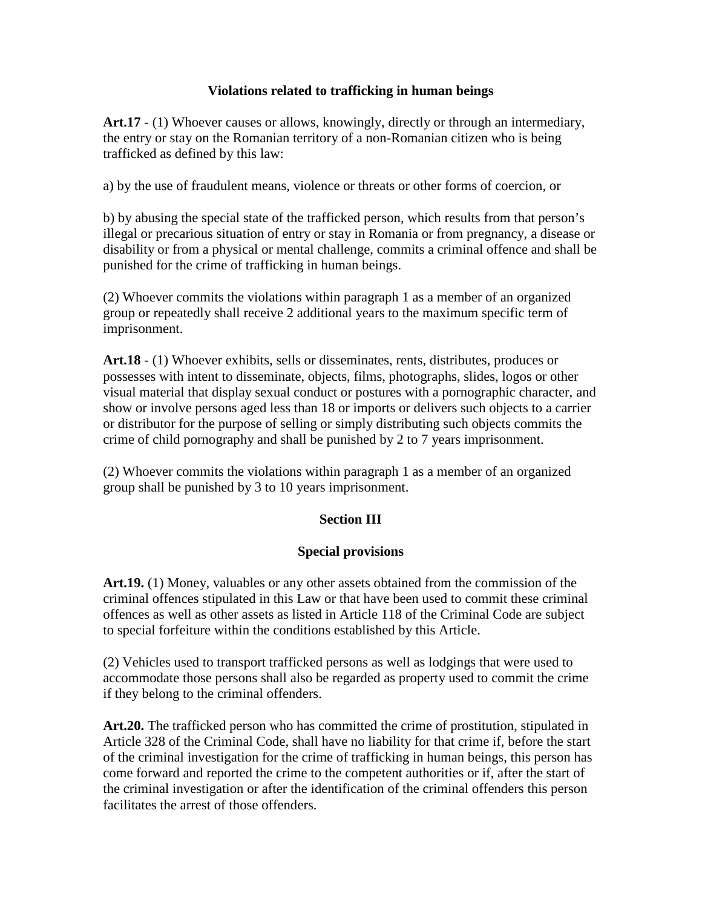**Violations related to trafficking in human beings**

**Art.17** - (1) Whoever causes or allows, knowingly, directly or through an intermediary, the entry or stay on the Romanian territory of a non-Romanian citizen who is being trafficked as defined by this law:

a) by the use of fraudulent means, violence or threats or other forms of coercion, or

b) by abusing the special state of the trafficked person, which results from that person's illegal or precarious situation of entry or stay in Romania or from pregnancy, a disease or disability or from a physical or mental challenge, commits a criminal offence and shall be punished for the crime of trafficking in human beings.

(2) Whoever commits the violations within paragraph 1 as a member of an organized group or repeatedly shall receive 2 additional years to the maximum specific term of imprisonment.

**Art.18** - (1) Whoever exhibits, sells or disseminates, rents, distributes, produces or possesses with intent to disseminate, objects, films, photographs, slides, logos or other visual material that display sexual conduct or postures with a pornographic character, and show or involve persons aged less than 18 or imports or delivers such objects to a carrier or distributor for the purpose of selling or simply distributing such objects commits the crime of child pornography and shall be punished by 2 to 7 years imprisonment.

(2) Whoever commits the violations within paragraph 1 as a member of an organized group shall be punished by 3 to 10 years imprisonment.

**Section III**

**Special provisions**

**Art.19.** (1) Money, valuables or any other assets obtained from the commission of the criminal offences stipulated in this Law or that have been used to commit these criminal offences as well as other assets as listed in Article 118 of the Criminal Code are subject to special forfeiture within the conditions established by this Article.

(2) Vehicles used to transport trafficked persons as well as lodgings that were used to accommodate those persons shall also be regarded as property used to commit the crime if they belong to the criminal offenders.

**Art.20.** The trafficked person who has committed the crime of prostitution, stipulated in Article 328 of the Criminal Code, shall have no liability for that crime if, before the start of the criminal investigation for the crime of trafficking in human beings, this person has come forward and reported the crime to the competent authorities or if, after the start of the criminal investigation or after the identification of the criminal offenders this person facilitates the arrest of those offenders.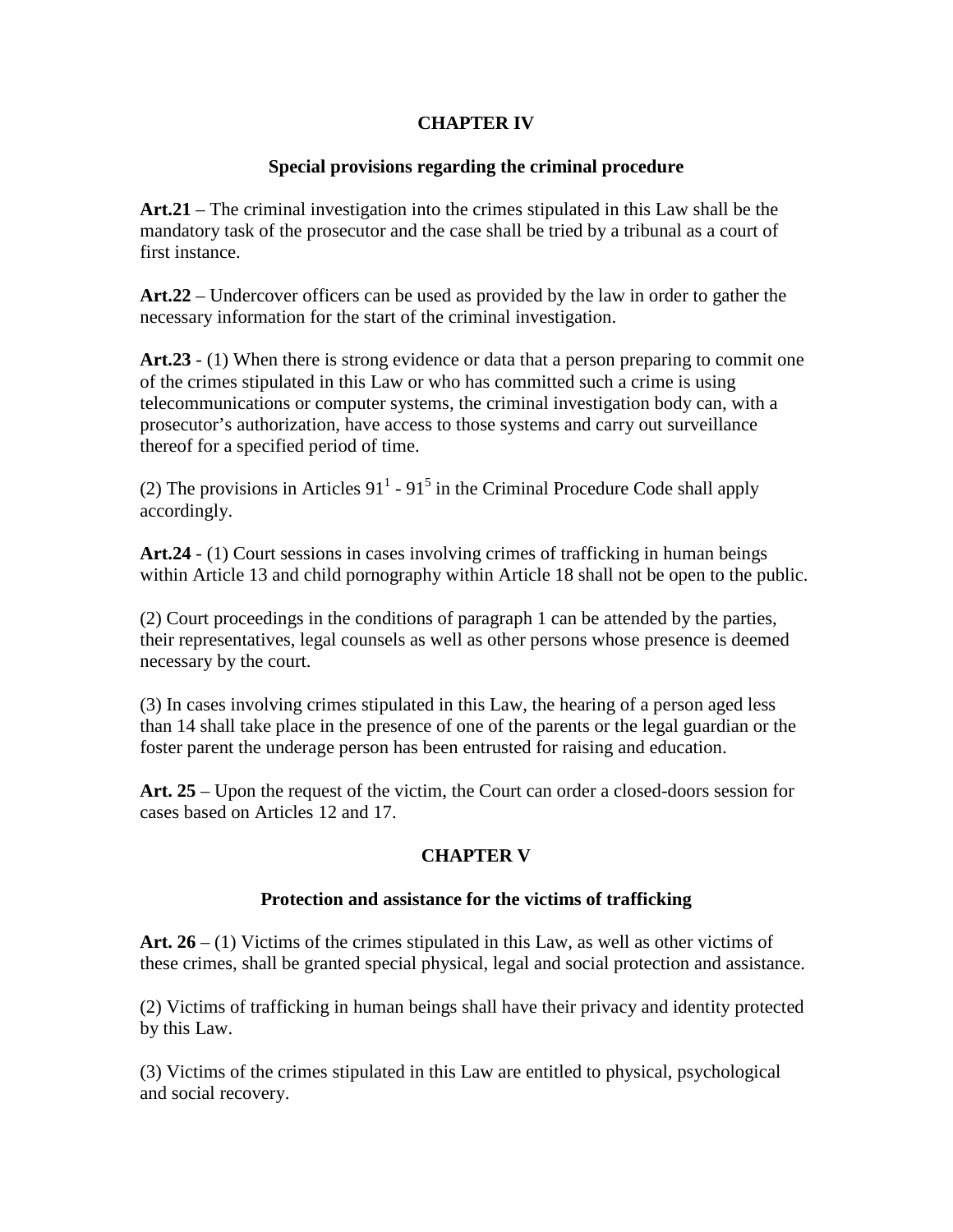## CHAPTER IV

### Special provisions regarding the criminal procedure

**Art.21** – The criminal investigation into the crimes stipulated in this Law shall be the mandatory task of the prosecutor and the case shall be tried by a tribunal as a court of first instance.

**Art.22** – Undercover officers can be used as provided by the law in order to gather the necessary information for the start of the criminal investigation.

**Art.23** - (1) When there is strong evidence or data that a person preparing to commit one of the crimes stipulated in this Law or who has committed such a crime is using telecommunications or computer systems, the criminal investigation body can, with a prosecutor's authorization, have access to those systems and carry out surveillance thereof for a specified period of time.

(2) The provisions in Articles $91^1$ - $91^5$ in the Criminal Procedure Code shall apply accordingly.

**Art.24** - (1) Court sessions in cases involving crimes of trafficking in human beings within Article 13 and child pornography within Article 18 shall not be open to the public.

(2) Court proceedings in the conditions of paragraph 1 can be attended by the parties, their representatives, legal counsels as well as other persons whose presence is deemed necessary by the court.

(3) In cases involving crimes stipulated in this Law, the hearing of a person aged less than 14 shall take place in the presence of one of the parents or the legal guardian or the foster parent the underage person has been entrusted for raising and education.

**Art. 25** – Upon the request of the victim, the Court can order a closed-doors session for cases based on Articles 12 and 17.

## CHAPTER V

### Protection and assistance for the victims of trafficking

**Art. 26** – (1) Victims of the crimes stipulated in this Law, as well as other victims of these crimes, shall be granted special physical, legal and social protection and assistance.

(2) Victims of trafficking in human beings shall have their privacy and identity protected by this Law.

(3) Victims of the crimes stipulated in this Law are entitled to physical, psychological and social recovery.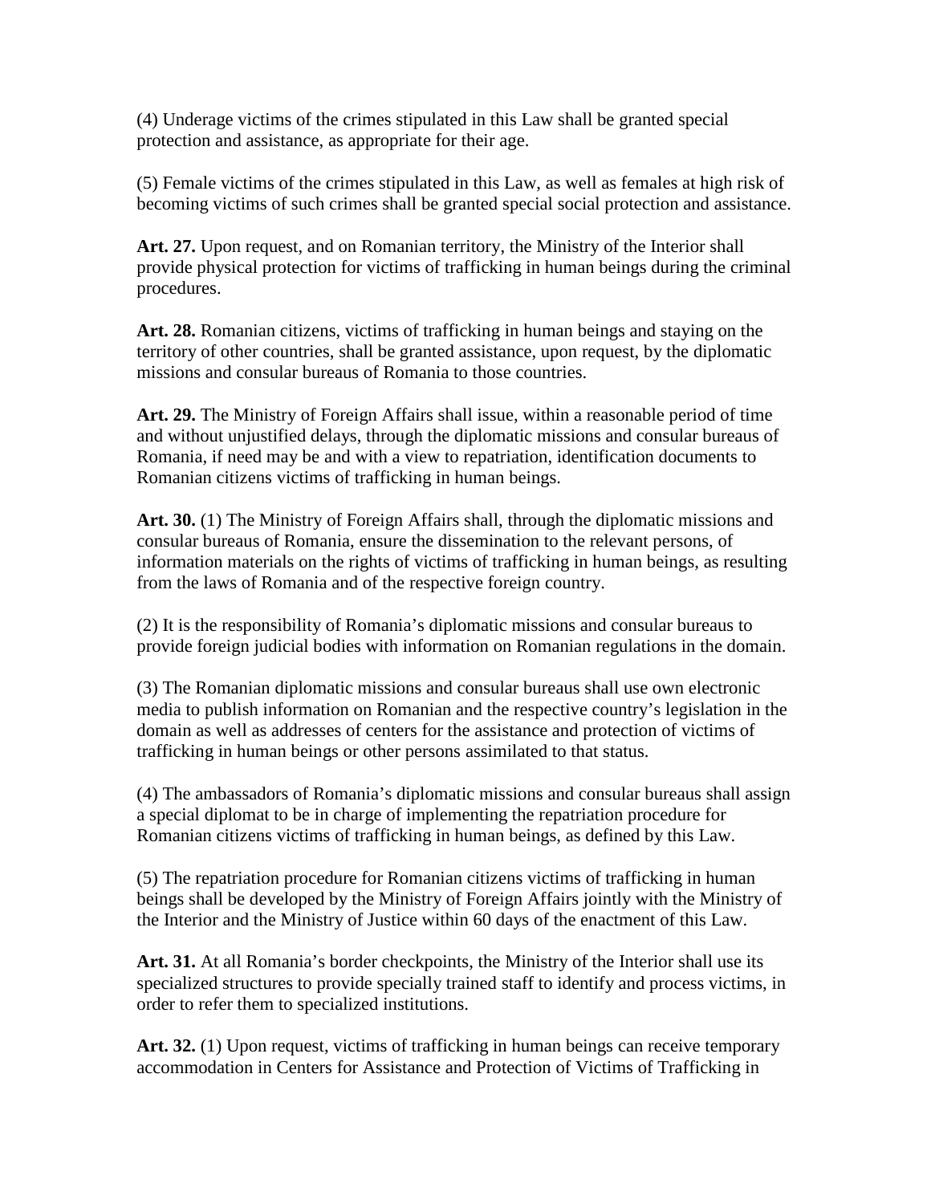(4) Underage victims of the crimes stipulated in this Law shall be granted special protection and assistance, as appropriate for their age.

(5) Female victims of the crimes stipulated in this Law, as well as females at high risk of becoming victims of such crimes shall be granted special social protection and assistance.

**Art. 27.** Upon request, and on Romanian territory, the Ministry of the Interior shall provide physical protection for victims of trafficking in human beings during the criminal procedures.

**Art. 28.** Romanian citizens, victims of trafficking in human beings and staying on the territory of other countries, shall be granted assistance, upon request, by the diplomatic missions and consular bureaus of Romania to those countries.

**Art. 29.** The Ministry of Foreign Affairs shall issue, within a reasonable period of time and without unjustified delays, through the diplomatic missions and consular bureaus of Romania, if need may be and with a view to repatriation, identification documents to Romanian citizens victims of trafficking in human beings.

**Art. 30.** (1) The Ministry of Foreign Affairs shall, through the diplomatic missions and consular bureaus of Romania, ensure the dissemination to the relevant persons, of information materials on the rights of victims of trafficking in human beings, as resulting from the laws of Romania and of the respective foreign country.

(2) It is the responsibility of Romania's diplomatic missions and consular bureaus to provide foreign judicial bodies with information on Romanian regulations in the domain.

(3) The Romanian diplomatic missions and consular bureaus shall use own electronic media to publish information on Romanian and the respective country's legislation in the domain as well as addresses of centers for the assistance and protection of victims of trafficking in human beings or other persons assimilated to that status.

(4) The ambassadors of Romania's diplomatic missions and consular bureaus shall assign a special diplomat to be in charge of implementing the repatriation procedure for Romanian citizens victims of trafficking in human beings, as defined by this Law.

(5) The repatriation procedure for Romanian citizens victims of trafficking in human beings shall be developed by the Ministry of Foreign Affairs jointly with the Ministry of the Interior and the Ministry of Justice within 60 days of the enactment of this Law.

**Art. 31.** At all Romania's border checkpoints, the Ministry of the Interior shall use its specialized structures to provide specially trained staff to identify and process victims, in order to refer them to specialized institutions.

**Art. 32.** (1) Upon request, victims of trafficking in human beings can receive temporary accommodation in Centers for Assistance and Protection of Victims of Trafficking in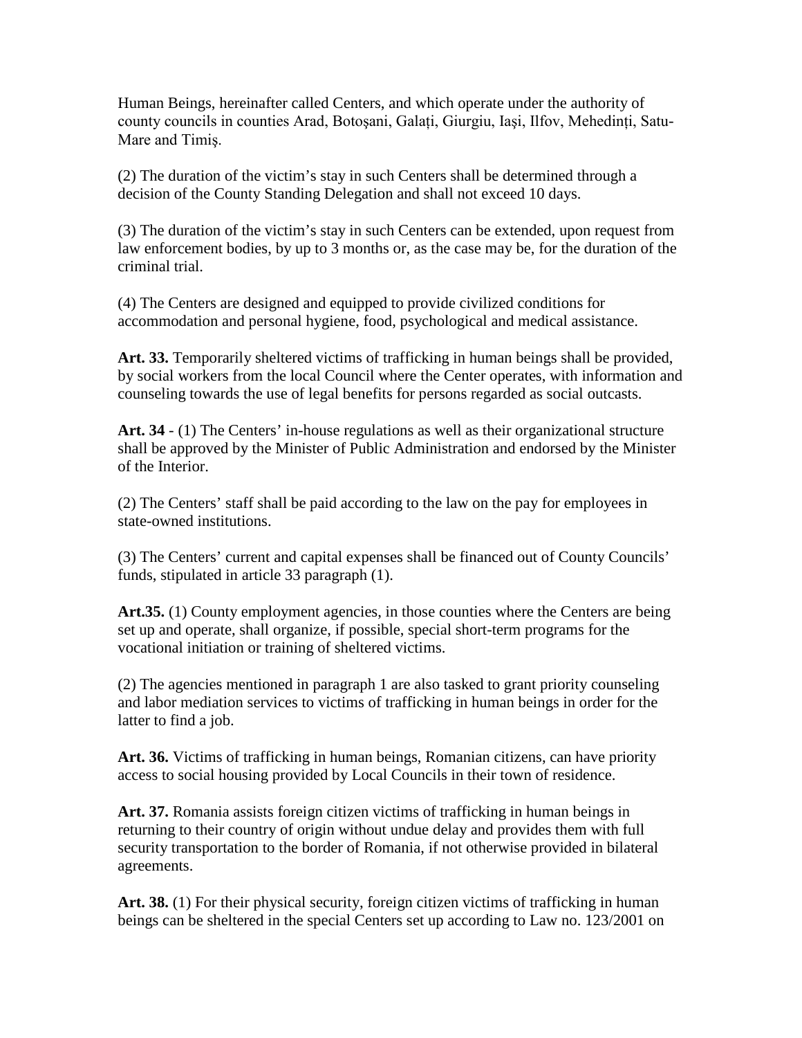Human Beings, hereinafter called Centers, and which operate under the authority of county councils in counties Arad, Botoşani, Galați, Giurgiu, Iaşi, Ilfov, Mehedinți, Satu-Mare and Timiş.

(2) The duration of the victim's stay in such Centers shall be determined through a decision of the County Standing Delegation and shall not exceed 10 days.

(3) The duration of the victim's stay in such Centers can be extended, upon request from law enforcement bodies, by up to 3 months or, as the case may be, for the duration of the criminal trial.

(4) The Centers are designed and equipped to provide civilized conditions for accommodation and personal hygiene, food, psychological and medical assistance.

**Art. 33.** Temporarily sheltered victims of trafficking in human beings shall be provided, by social workers from the local Council where the Center operates, with information and counseling towards the use of legal benefits for persons regarded as social outcasts.

**Art. 34** - (1) The Centers' in-house regulations as well as their organizational structure shall be approved by the Minister of Public Administration and endorsed by the Minister of the Interior.

(2) The Centers' staff shall be paid according to the law on the pay for employees in state-owned institutions.

(3) The Centers' current and capital expenses shall be financed out of County Councils' funds, stipulated in article 33 paragraph (1).

**Art.35.** (1) County employment agencies, in those counties where the Centers are being set up and operate, shall organize, if possible, special short-term programs for the vocational initiation or training of sheltered victims.

(2) The agencies mentioned in paragraph 1 are also tasked to grant priority counseling and labor mediation services to victims of trafficking in human beings in order for the latter to find a job.

**Art. 36.** Victims of trafficking in human beings, Romanian citizens, can have priority access to social housing provided by Local Councils in their town of residence.

**Art. 37.** Romania assists foreign citizen victims of trafficking in human beings in returning to their country of origin without undue delay and provides them with full security transportation to the border of Romania, if not otherwise provided in bilateral agreements.

**Art. 38.** (1) For their physical security, foreign citizen victims of trafficking in human beings can be sheltered in the special Centers set up according to Law no. 123/2001 on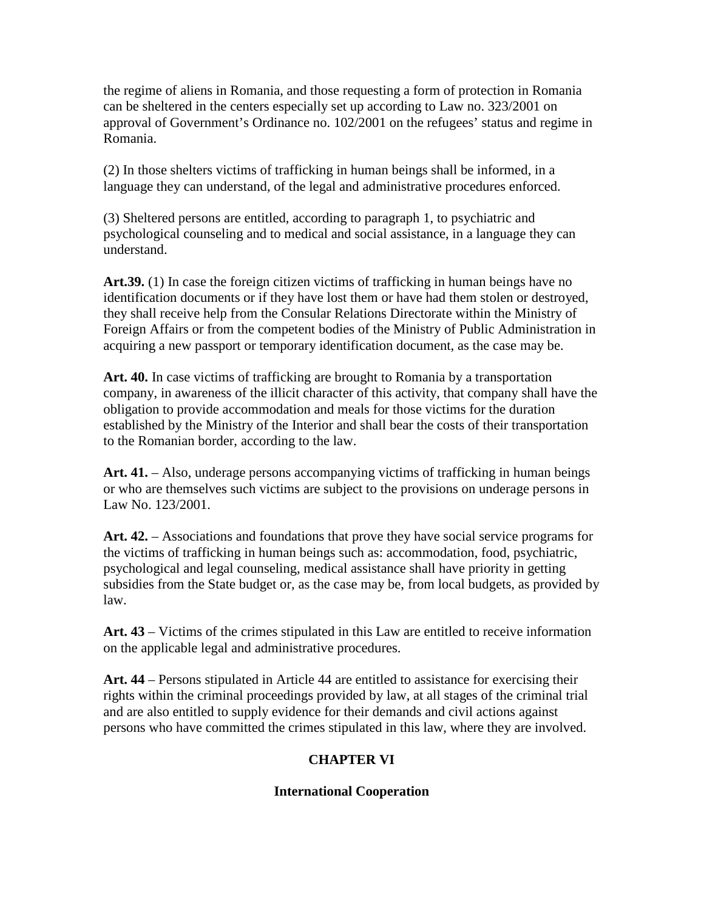the regime of aliens in Romania, and those requesting a form of protection in Romania can be sheltered in the centers especially set up according to Law no. 323/2001 on approval of Government's Ordinance no. 102/2001 on the refugees' status and regime in Romania.

(2) In those shelters victims of trafficking in human beings shall be informed, in a language they can understand, of the legal and administrative procedures enforced.

(3) Sheltered persons are entitled, according to paragraph 1, to psychiatric and psychological counseling and to medical and social assistance, in a language they can understand.

**Art.39.** (1) In case the foreign citizen victims of trafficking in human beings have no identification documents or if they have lost them or have had them stolen or destroyed, they shall receive help from the Consular Relations Directorate within the Ministry of Foreign Affairs or from the competent bodies of the Ministry of Public Administration in acquiring a new passport or temporary identification document, as the case may be.

**Art. 40.** In case victims of trafficking are brought to Romania by a transportation company, in awareness of the illicit character of this activity, that company shall have the obligation to provide accommodation and meals for those victims for the duration established by the Ministry of the Interior and shall bear the costs of their transportation to the Romanian border, according to the law.

**Art. 41.** – Also, underage persons accompanying victims of trafficking in human beings or who are themselves such victims are subject to the provisions on underage persons in Law No. 123/2001.

**Art. 42.** – Associations and foundations that prove they have social service programs for the victims of trafficking in human beings such as: accommodation, food, psychiatric, psychological and legal counseling, medical assistance shall have priority in getting subsidies from the State budget or, as the case may be, from local budgets, as provided by law.

**Art. 43** – Victims of the crimes stipulated in this Law are entitled to receive information on the applicable legal and administrative procedures.

**Art. 44** – Persons stipulated in Article 44 are entitled to assistance for exercising their rights within the criminal proceedings provided by law, at all stages of the criminal trial and are also entitled to supply evidence for their demands and civil actions against persons who have committed the crimes stipulated in this law, where they are involved.

## CHAPTER VI

## International Cooperation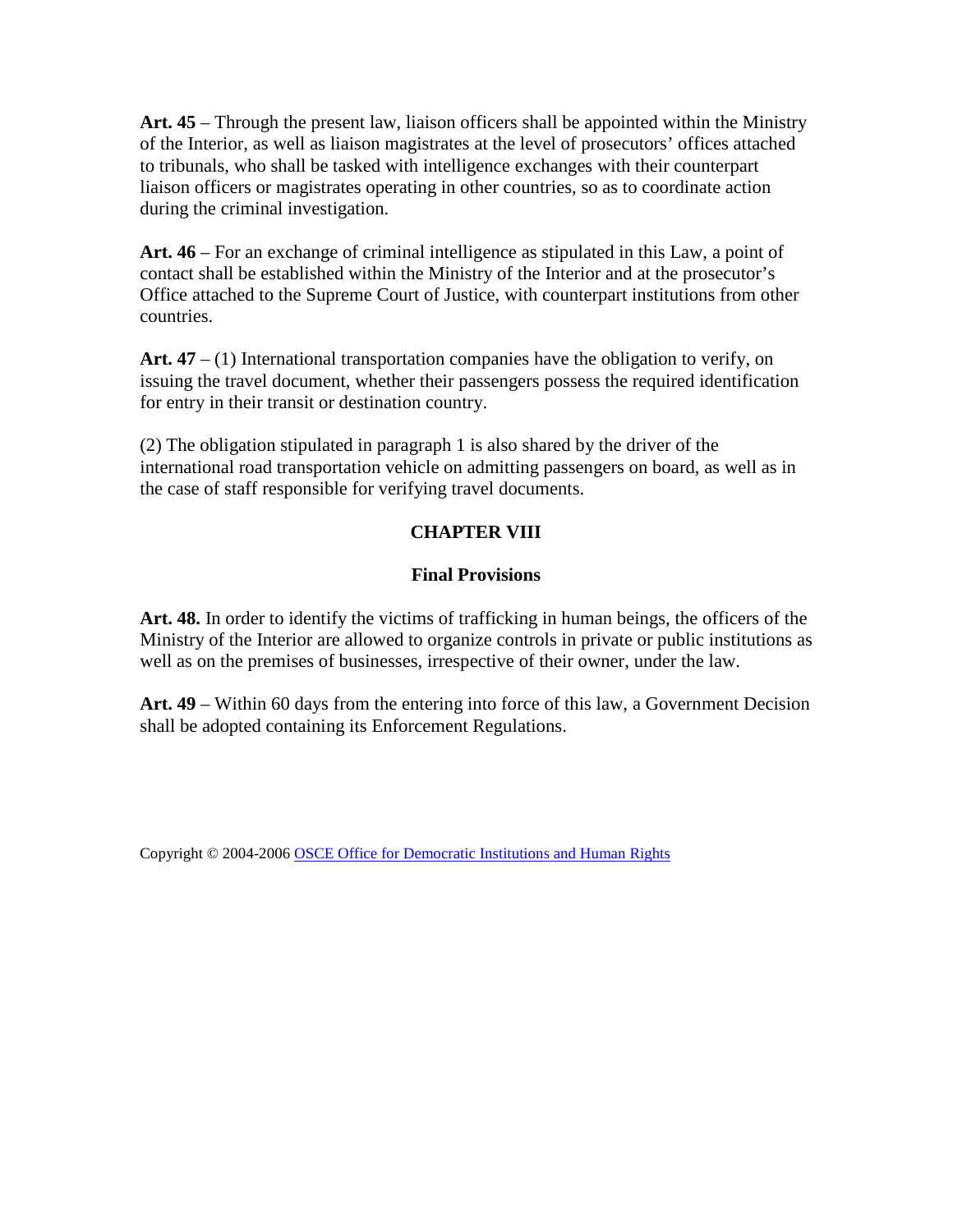**Art. 45** – Through the present law, liaison officers shall be appointed within the Ministry of the Interior, as well as liaison magistrates at the level of prosecutors' offices attached to tribunals, who shall be tasked with intelligence exchanges with their counterpart liaison officers or magistrates operating in other countries, so as to coordinate action during the criminal investigation.

**Art. 46** – For an exchange of criminal intelligence as stipulated in this Law, a point of contact shall be established within the Ministry of the Interior and at the prosecutor's Office attached to the Supreme Court of Justice, with counterpart institutions from other countries.

**Art. 47** – (1) International transportation companies have the obligation to verify, on issuing the travel document, whether their passengers possess the required identification for entry in their transit or destination country.

(2) The obligation stipulated in paragraph 1 is also shared by the driver of the international road transportation vehicle on admitting passengers on board, as well as in the case of staff responsible for verifying travel documents.

## CHAPTER VIII

### Final Provisions

**Art. 48.** In order to identify the victims of trafficking in human beings, the officers of the Ministry of the Interior are allowed to organize controls in private or public institutions as well as on the premises of businesses, irrespective of their owner, under the law.

**Art. 49** – Within 60 days from the entering into force of this law, a Government Decision shall be adopted containing its Enforcement Regulations.

Copyright © 2004-2006 OSCE Office for Democratic Institutions and Human Rights